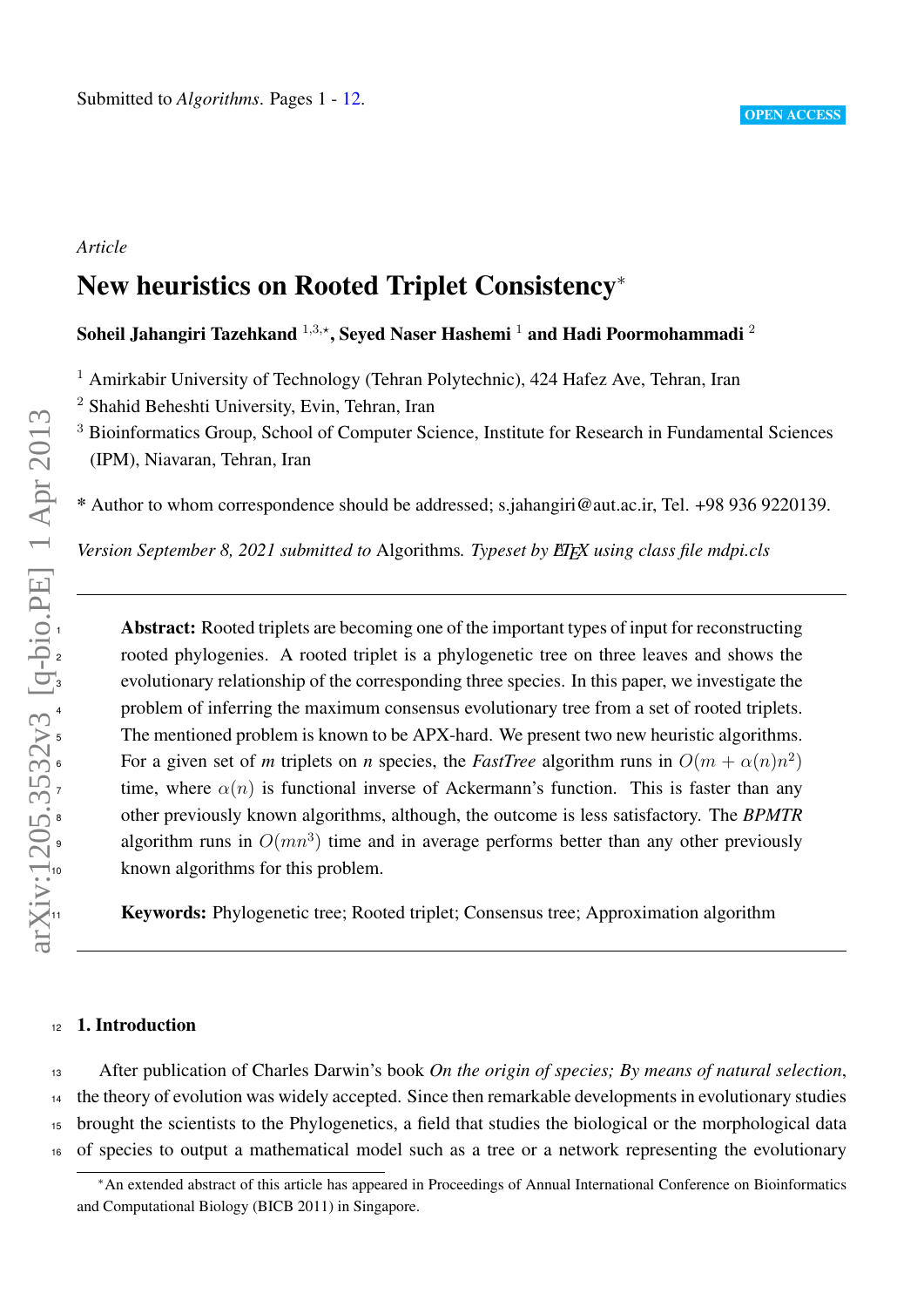Submitted to *Algorithms*. Pages 1 - 12.

OPEN ACCESS

*Article*

# New heuristics on Rooted Triplet Consistency*

**Soheil Jahangiri Tazehkand [1,3,⋆], Seyed Naser Hashemi [1] and Hadi Poormohammadi [2]**

[1] Amirkabir University of Technology (Tehran Polytechnic), 424 Hafez Ave, Tehran, Iran

[2] Shahid Beheshti University, Evin, Tehran, Iran

[3] Bioinformatics Group, School of Computer Science, Institute for Research in Fundamental Sciences (IPM), Niavaran, Tehran, Iran

\* Author to whom correspondence should be addressed; s.jahangiri@aut.ac.ir, Tel. +98 936 9220139.

*Version September 8, 2021 submitted to* Algorithms. *Typeset by LaTeX using class file mdpi.cls*

---

**Abstract:** Rooted triplets are becoming one of the important types of input for reconstructing rooted phylogenies. A rooted triplet is a phylogenetic tree on three leaves and shows the evolutionary relationship of the corresponding three species. In this paper, we investigate the problem of inferring the maximum consensus evolutionary tree from a set of rooted triplets. The mentioned problem is known to be APX-hard. We present two new heuristic algorithms. For a given set of *m* triplets on *n* species, the *FastTree* algorithm runs in $O(m + \alpha(n)n^2)$ time, where $\alpha(n)$ is functional inverse of Ackermann's function. This is faster than any other previously known algorithms, although, the outcome is less satisfactory. The *BPMTR* algorithm runs in $O(mn^3)$ time and in average performs better than any other previously known algorithms for this problem.

**Keywords:** Phylogenetic tree; Rooted triplet; Consensus tree; Approximation algorithm

---

## 1. Introduction

After publication of Charles Darwin's book *On the origin of species; By means of natural selection*, the theory of evolution was widely accepted. Since then remarkable developments in evolutionary studies brought the scientists to the Phylogenetics, a field that studies the biological or the morphological data of species to output a mathematical model such as a tree or a network representing the evolutionary

*An extended abstract of this article has appeared in Proceedings of Annual International Conference on Bioinformatics and Computational Biology (BICB 2011) in Singapore.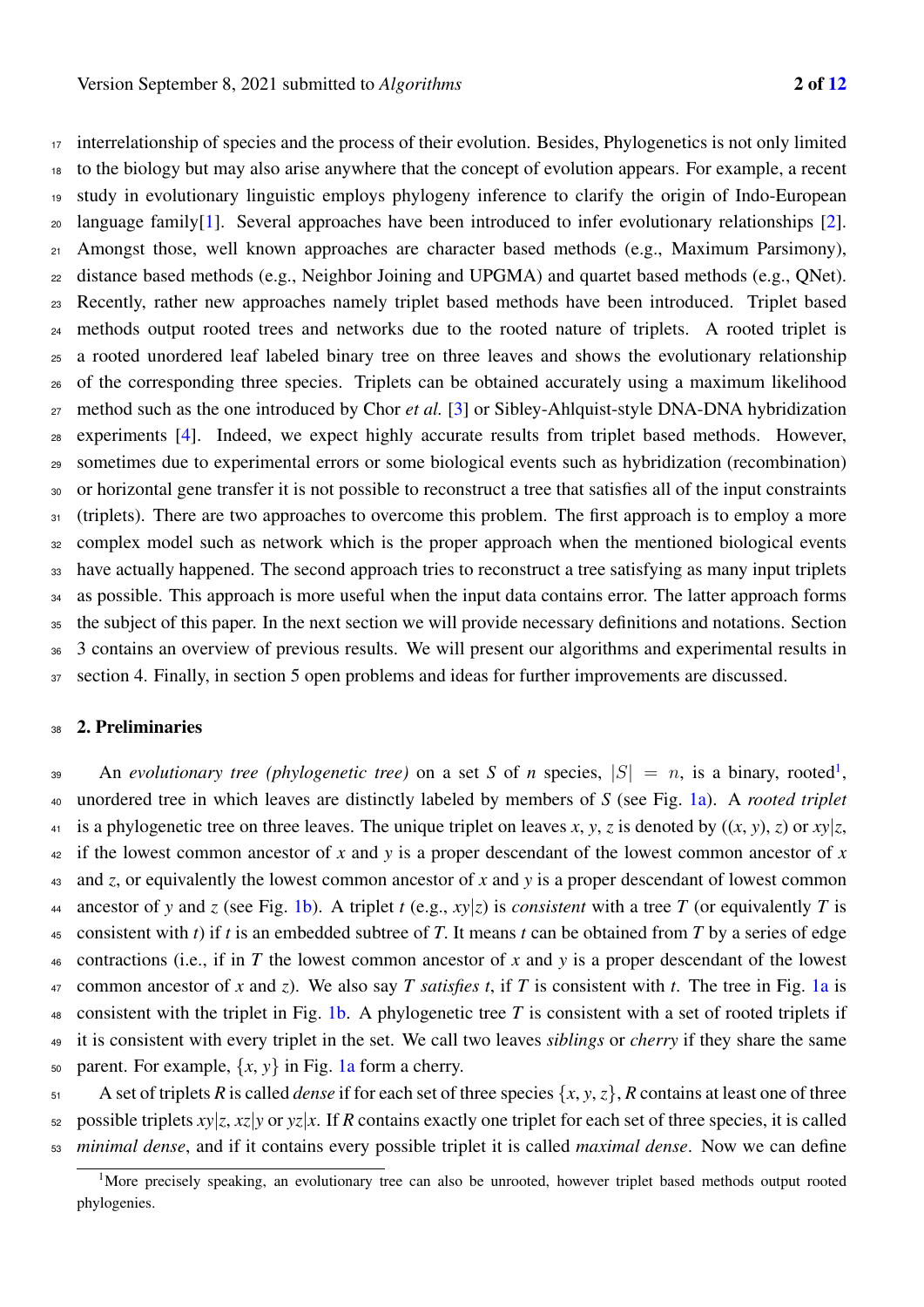interrelationship of species and the process of their evolution. Besides, Phylogenetics is not only limited to the biology but may also arise anywhere that the concept of evolution appears. For example, a recent study in evolutionary linguistic employs phylogeny inference to clarify the origin of Indo-European language family[1]. Several approaches have been introduced to infer evolutionary relationships [2]. Amongst those, well known approaches are character based methods (e.g., Maximum Parsimony), distance based methods (e.g., Neighbor Joining and UPGMA) and quartet based methods (e.g., QNet). Recently, rather new approaches namely triplet based methods have been introduced. Triplet based methods output rooted trees and networks due to the rooted nature of triplets. A rooted triplet is a rooted unordered leaf labeled binary tree on three leaves and shows the evolutionary relationship of the corresponding three species. Triplets can be obtained accurately using a maximum likelihood method such as the one introduced by Chor *et al.* [3] or Sibley-Ahlquist-style DNA-DNA hybridization experiments [4]. Indeed, we expect highly accurate results from triplet based methods. However, sometimes due to experimental errors or some biological events such as hybridization (recombination) or horizontal gene transfer it is not possible to reconstruct a tree that satisfies all of the input constraints (triplets). There are two approaches to overcome this problem. The first approach is to employ a more complex model such as network which is the proper approach when the mentioned biological events have actually happened. The second approach tries to reconstruct a tree satisfying as many input triplets as possible. This approach is more useful when the input data contains error. The latter approach forms the subject of this paper. In the next section we will provide necessary definitions and notations. Section 3 contains an overview of previous results. We will present our algorithms and experimental results in section 4. Finally, in section 5 open problems and ideas for further improvements are discussed.

## 2. Preliminaries

An *evolutionary tree (phylogenetic tree)* on a set $S$ of $n$ species, $|S| = n$, is a binary, rooted[1], unordered tree in which leaves are distinctly labeled by members of $S$ (see Fig. 1a). A *rooted triplet* is a phylogenetic tree on three leaves. The unique triplet on leaves $x$, $y$, $z$ is denoted by $((x, y), z)$ or $xy|z$, if the lowest common ancestor of $x$ and $y$ is a proper descendant of the lowest common ancestor of $x$ and $z$, or equivalently the lowest common ancestor of $x$ and $y$ is a proper descendant of lowest common ancestor of $y$ and $z$ (see Fig. 1b). A triplet $t$ (e.g., $xy|z$) is *consistent* with a tree $T$ (or equivalently $T$ is consistent with $t$) if $t$ is an embedded subtree of $T$. It means $t$ can be obtained from $T$ by a series of edge contractions (i.e., if in $T$ the lowest common ancestor of $x$ and $y$ is a proper descendant of the lowest common ancestor of $x$ and $z$). We also say $T$ *satisfies* $t$, if $T$ is consistent with $t$. The tree in Fig. 1a is consistent with the triplet in Fig. 1b. A phylogenetic tree $T$ is consistent with a set of rooted triplets if it is consistent with every triplet in the set. We call two leaves *siblings* or *cherry* if they share the same parent. For example, $\{x, y\}$ in Fig. 1a form a cherry.

A set of triplets $R$ is called *dense* if for each set of three species $\{x, y, z\}$, $R$ contains at least one of three possible triplets $xy|z$, $xz|y$ or $yz|x$. If $R$ contains exactly one triplet for each set of three species, it is called *minimal dense*, and if it contains every possible triplet it is called *maximal dense*. Now we can define

[1] More precisely speaking, an evolutionary tree can also be unrooted, however triplet based methods output rooted phylogenies.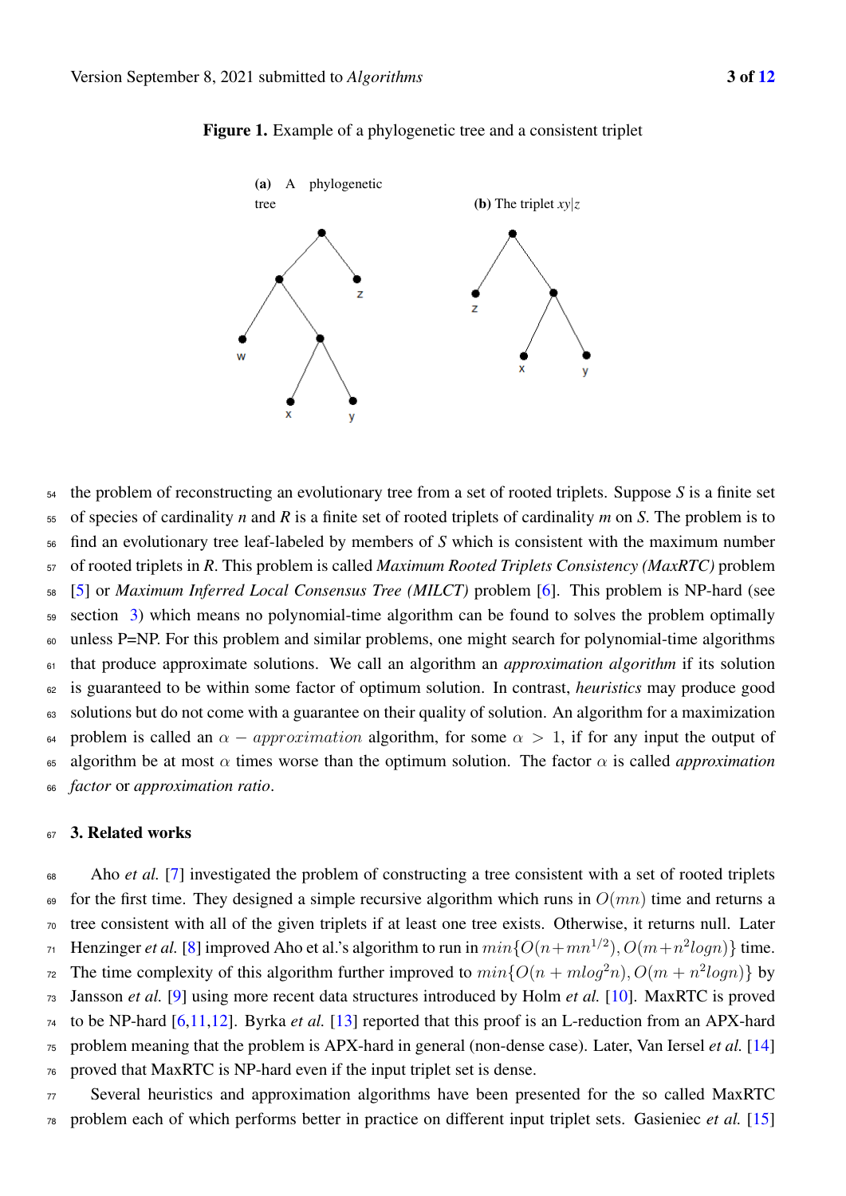**Figure 1.** Example of a phylogenetic tree and a consistent triplet

**(a)** A phylogenetic tree

**(b)** The triplet $xy|z$

the problem of reconstructing an evolutionary tree from a set of rooted triplets. Suppose *S* is a finite set of species of cardinality *n* and *R* is a finite set of rooted triplets of cardinality *m* on *S*. The problem is to find an evolutionary tree leaf-labeled by members of *S* which is consistent with the maximum number of rooted triplets in *R*. This problem is called *Maximum Rooted Triplets Consistency (MaxRTC)* problem [5] or *Maximum Inferred Local Consensus Tree (MILCT)* problem [6]. This problem is NP-hard (see section 3) which means no polynomial-time algorithm can be found to solves the problem optimally unless P=NP. For this problem and similar problems, one might search for polynomial-time algorithms that produce approximate solutions. We call an algorithm an *approximation algorithm* if its solution is guaranteed to be within some factor of optimum solution. In contrast, *heuristics* may produce good solutions but do not come with a guarantee on their quality of solution. An algorithm for a maximization problem is called an $\alpha - approximation$ algorithm, for some $\alpha > 1$, if for any input the output of algorithm be at most $\alpha$ times worse than the optimum solution. The factor $\alpha$ is called *approximation factor* or *approximation ratio*.

## 3. Related works

Aho *et al.* [7] investigated the problem of constructing a tree consistent with a set of rooted triplets for the first time. They designed a simple recursive algorithm which runs in $O(mn)$ time and returns a tree consistent with all of the given triplets if at least one tree exists. Otherwise, it returns null. Later Henzinger *et al.* [8] improved Aho et al.'s algorithm to run in $min\{O(n+mn^{1/2}), O(m+n^2logn)\}$ time. The time complexity of this algorithm further improved to $min\{O(n + mlog^2n), O(m + n^2logn)\}$ by Jansson *et al.* [9] using more recent data structures introduced by Holm *et al.* [10]. MaxRTC is proved to be NP-hard [6,11,12]. Byrka *et al.* [13] reported that this proof is an L-reduction from an APX-hard problem meaning that the problem is APX-hard in general (non-dense case). Later, Van Iersel *et al.* [14] proved that MaxRTC is NP-hard even if the input triplet set is dense.

Several heuristics and approximation algorithms have been presented for the so called MaxRTC problem each of which performs better in practice on different input triplet sets. Gasieniec *et al.* [15]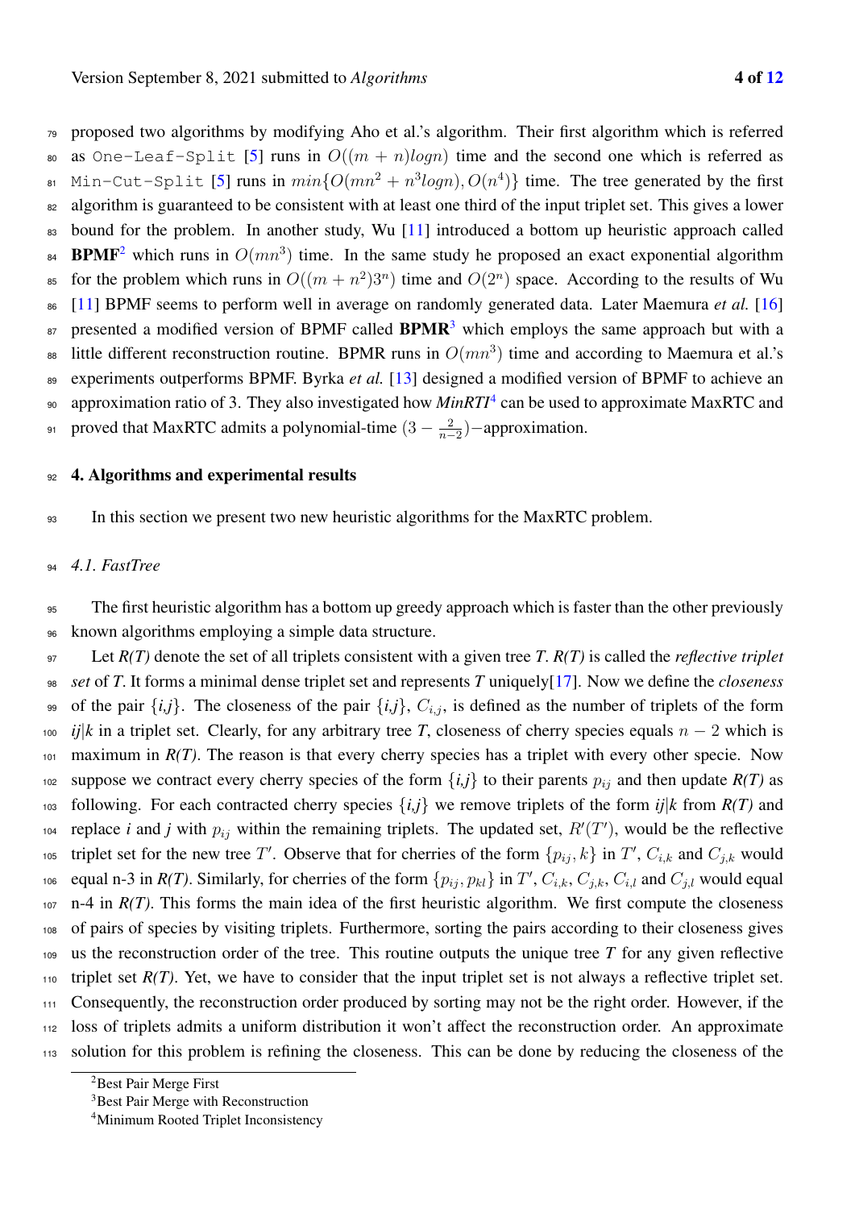proposed two algorithms by modifying Aho et al.'s algorithm. Their first algorithm which is referred as `One-Leaf-Split` [5] runs in $O((m+n)logn)$ time and the second one which is referred as `Min-Cut-Split` [5] runs in $min\{O(mn^2+n^3logn), O(n^4)\}$ time. The tree generated by the first algorithm is guaranteed to be consistent with at least one third of the input triplet set. This gives a lower bound for the problem. In another study, Wu [11] introduced a bottom up heuristic approach called **BPMF**[2] which runs in $O(mn^3)$ time. In the same study he proposed an exact exponential algorithm for the problem which runs in $O((m+n^2)3^n)$ time and $O(2^n)$ space. According to the results of Wu [11] BPMF seems to perform well in average on randomly generated data. Later Maemura *et al.* [16] presented a modified version of BPMF called **BPMR**[3] which employs the same approach but with a little different reconstruction routine. BPMR runs in $O(mn^3)$ time and according to Maemura et al.'s experiments outperforms BPMF. Byrka *et al.* [13] designed a modified version of BPMF to achieve an approximation ratio of 3. They also investigated how ***MinRTI***[4] can be used to approximate MaxRTC and proved that MaxRTC admits a polynomial-time $(3-\frac{2}{n-2})-$approximation.

## 4. Algorithms and experimental results

In this section we present two new heuristic algorithms for the MaxRTC problem.

### *4.1. FastTree*

The first heuristic algorithm has a bottom up greedy approach which is faster than the other previously known algorithms employing a simple data structure.

Let *R(T)* denote the set of all triplets consistent with a given tree *T*. *R(T)* is called the *reflective triplet set* of *T*. It forms a minimal dense triplet set and represents *T* uniquely[17]. Now we define the *closeness* of the pair {*i,j*}. The closeness of the pair {*i,j*}, $C_{i,j}$, is defined as the number of triplets of the form *ij*|*k* in a triplet set. Clearly, for any arbitrary tree *T*, closeness of cherry species equals $n-2$ which is maximum in *R(T)*. The reason is that every cherry species has a triplet with every other specie. Now suppose we contract every cherry species of the form {*i,j*} to their parents $p_{ij}$ and then update *R(T)* as following. For each contracted cherry species {*i,j*} we remove triplets of the form *ij*|*k* from *R(T)* and replace *i* and *j* with $p_{ij}$ within the remaining triplets. The updated set, $R'(T')$, would be the reflective triplet set for the new tree $T'$. Observe that for cherries of the form $\{p_{ij}, k\}$ in $T'$, $C_{i,k}$ and $C_{j,k}$ would equal n-3 in *R(T)*. Similarly, for cherries of the form $\{p_{ij}, p_{kl}\}$ in $T'$, $C_{i,k}$, $C_{j,k}$, $C_{i,l}$ and $C_{j,l}$ would equal n-4 in *R(T)*. This forms the main idea of the first heuristic algorithm. We first compute the closeness of pairs of species by visiting triplets. Furthermore, sorting the pairs according to their closeness gives us the reconstruction order of the tree. This routine outputs the unique tree *T* for any given reflective triplet set *R(T)*. Yet, we have to consider that the input triplet set is not always a reflective triplet set. Consequently, the reconstruction order produced by sorting may not be the right order. However, if the loss of triplets admits a uniform distribution it won't affect the reconstruction order. An approximate solution for this problem is refining the closeness. This can be done by reducing the closeness of the

[2] Best Pair Merge First

[3] Best Pair Merge with Reconstruction

[4] Minimum Rooted Triplet Inconsistency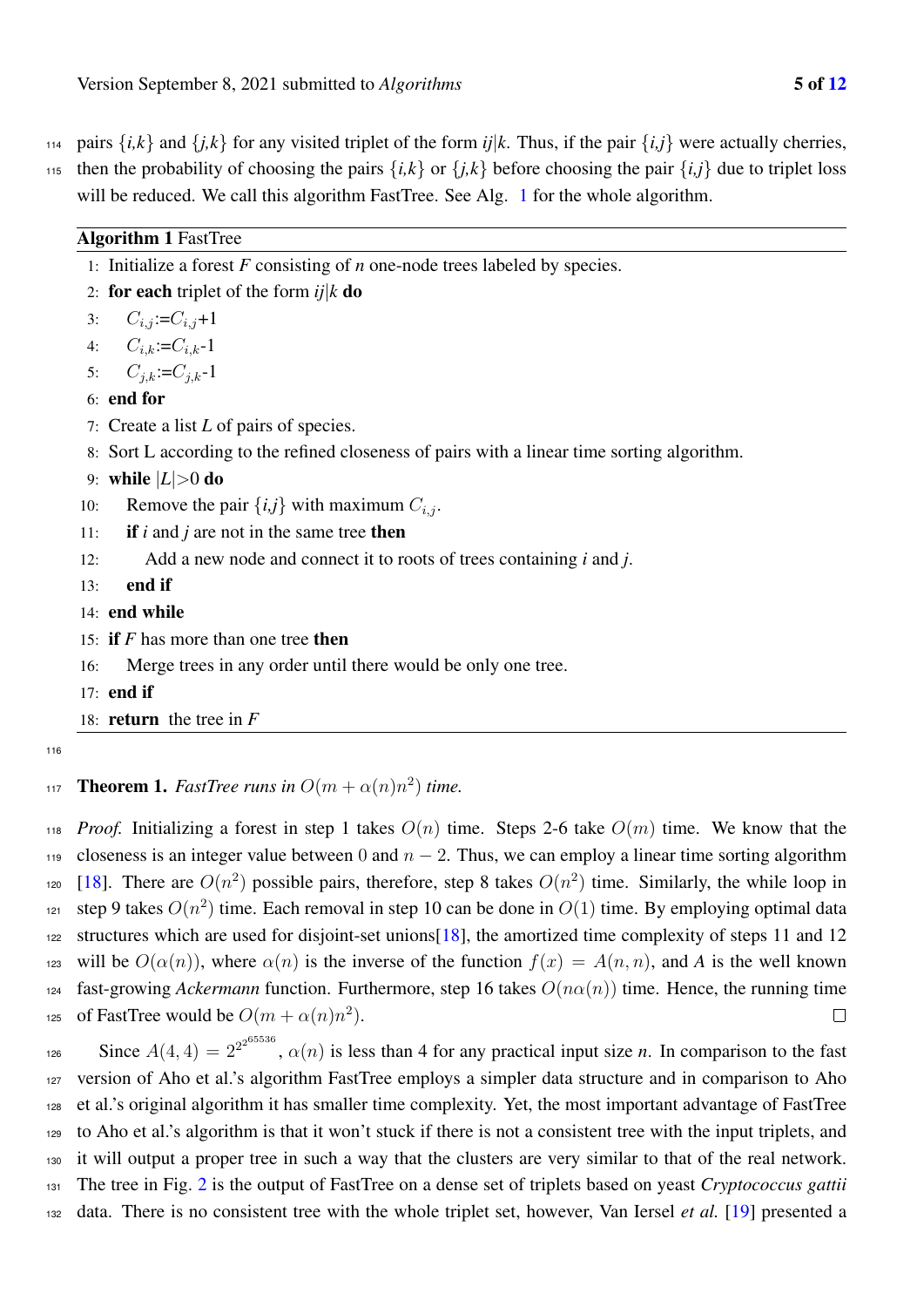pairs $\{i,k\}$ and $\{j,k\}$ for any visited triplet of the form $ij|k$. Thus, if the pair $\{i,j\}$ were actually cherries, then the probability of choosing the pairs $\{i,k\}$ or $\{j,k\}$ before choosing the pair $\{i,j\}$ due to triplet loss will be reduced. We call this algorithm FastTree. See Alg. 1 for the whole algorithm.

**Algorithm 1** FastTree

```
1: Initialize a forest F consisting of n one-node trees labeled by species.
2: for each triplet of the form ij|k do
3:     C_{i,j}:=C_{i,j}+1
4:     C_{i,k}:=C_{i,k}-1
5:     C_{j,k}:=C_{j,k}-1
6: end for
7: Create a list L of pairs of species.
8: Sort L according to the refined closeness of pairs with a linear time sorting algorithm.
9: while |L|>0 do
10:    Remove the pair {i,j} with maximum C_{i,j}.
11:    if i and j are not in the same tree then
12:        Add a new node and connect it to roots of trees containing i and j.
13:    end if
14: end while
15: if F has more than one tree then
16:    Merge trees in any order until there would be only one tree.
17: end if
18: return the tree in F
```

**Theorem 1.** *FastTree runs in* $O(m + \alpha(n)n^2)$ *time.*

*Proof.* Initializing a forest in step 1 takes $O(n)$ time. Steps 2-6 take $O(m)$ time. We know that the closeness is an integer value between $0$ and $n-2$. Thus, we can employ a linear time sorting algorithm [18]. There are $O(n^2)$ possible pairs, therefore, step 8 takes $O(n^2)$ time. Similarly, the while loop in step 9 takes $O(n^2)$ time. Each removal in step 10 can be done in $O(1)$ time. By employing optimal data structures which are used for disjoint-set unions[18], the amortized time complexity of steps 11 and 12 will be $O(\alpha(n))$, where $\alpha(n)$ is the inverse of the function $f(x) = A(n,n)$, and $A$ is the well known fast-growing *Ackermann* function. Furthermore, step 16 takes $O(n\alpha(n))$ time. Hence, the running time of FastTree would be $O(m + \alpha(n)n^2)$. □

Since $A(4,4) = 2^{2^{2^{65536}}}$, $\alpha(n)$ is less than 4 for any practical input size $n$. In comparison to the fast version of Aho et al.'s algorithm FastTree employs a simpler data structure and in comparison to Aho et al.'s original algorithm it has smaller time complexity. Yet, the most important advantage of FastTree to Aho et al.'s algorithm is that it won't stuck if there is not a consistent tree with the input triplets, and it will output a proper tree in such a way that the clusters are very similar to that of the real network. The tree in Fig. 2 is the output of FastTree on a dense set of triplets based on yeast *Cryptococcus gattii* data. There is no consistent tree with the whole triplet set, however, Van Iersel *et al.* [19] presented a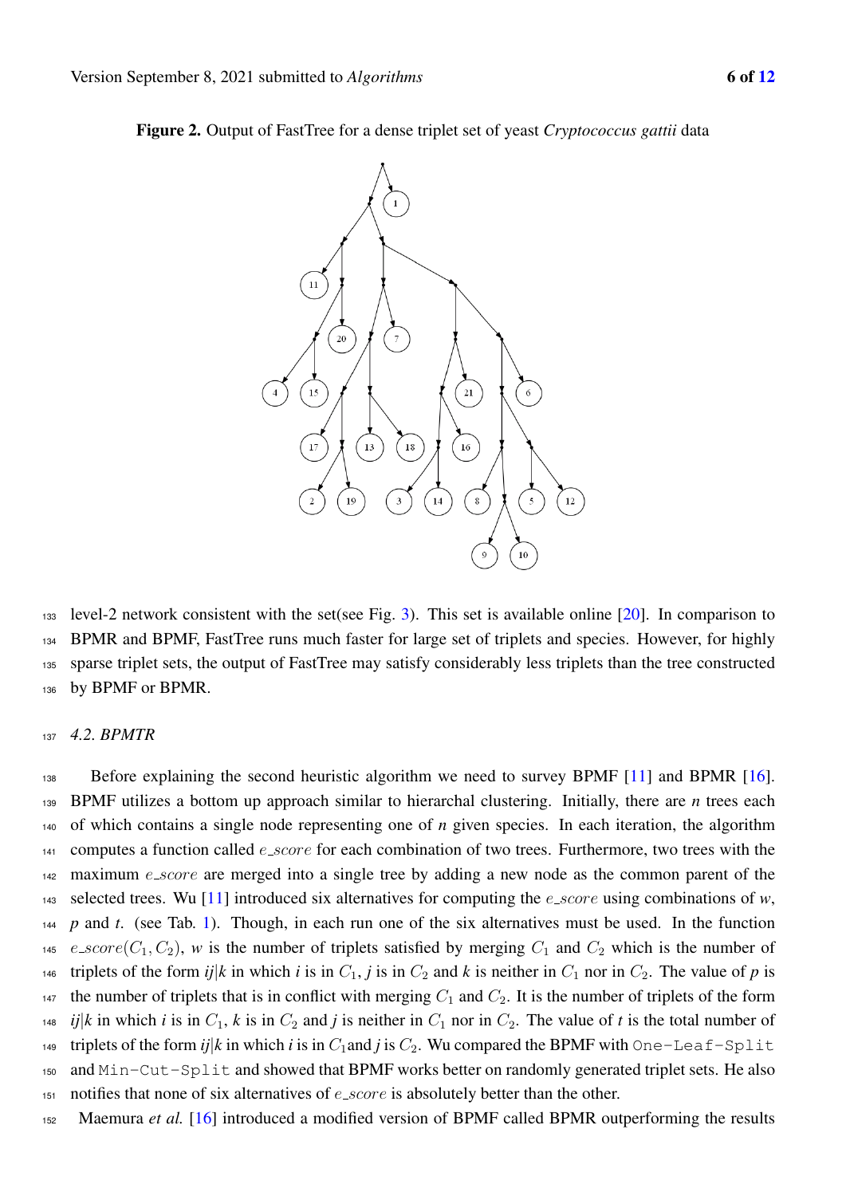**Figure 2.** Output of FastTree for a dense triplet set of yeast *Cryptococcus gattii* data

level-2 network consistent with the set(see Fig. 3). This set is available online [20]. In comparison to BPMR and BPMF, FastTree runs much faster for large set of triplets and species. However, for highly sparse triplet sets, the output of FastTree may satisfy considerably less triplets than the tree constructed by BPMF or BPMR.

### 4.2. BPMTR

Before explaining the second heuristic algorithm we need to survey BPMF [11] and BPMR [16]. BPMF utilizes a bottom up approach similar to hierarchal clustering. Initially, there are *n* trees each of which contains a single node representing one of *n* given species. In each iteration, the algorithm computes a function called $e\_score$ for each combination of two trees. Furthermore, two trees with the maximum $e\_score$ are merged into a single tree by adding a new node as the common parent of the selected trees. Wu [11] introduced six alternatives for computing the $e\_score$ using combinations of *w*, *p* and *t*. (see Tab. 1). Though, in each run one of the six alternatives must be used. In the function $e\_score(C_1, C_2)$, *w* is the number of triplets satisfied by merging $C_1$ and $C_2$ which is the number of triplets of the form *ij*|*k* in which *i* is in $C_1$, *j* is in $C_2$ and *k* is neither in $C_1$ nor in $C_2$. The value of *p* is the number of triplets that is in conflict with merging $C_1$ and $C_2$. It is the number of triplets of the form *ij*|*k* in which *i* is in $C_1$, *k* is in $C_2$ and *j* is neither in $C_1$ nor in $C_2$. The value of *t* is the total number of triplets of the form *ij*|*k* in which *i* is in $C_1$and *j* is $C_2$. Wu compared the BPMF with `One-Leaf-Split` and `Min-Cut-Split` and showed that BPMF works better on randomly generated triplet sets. He also notifies that none of six alternatives of $e\_score$ is absolutely better than the other.

Maemura *et al.* [16] introduced a modified version of BPMF called BPMR outperforming the results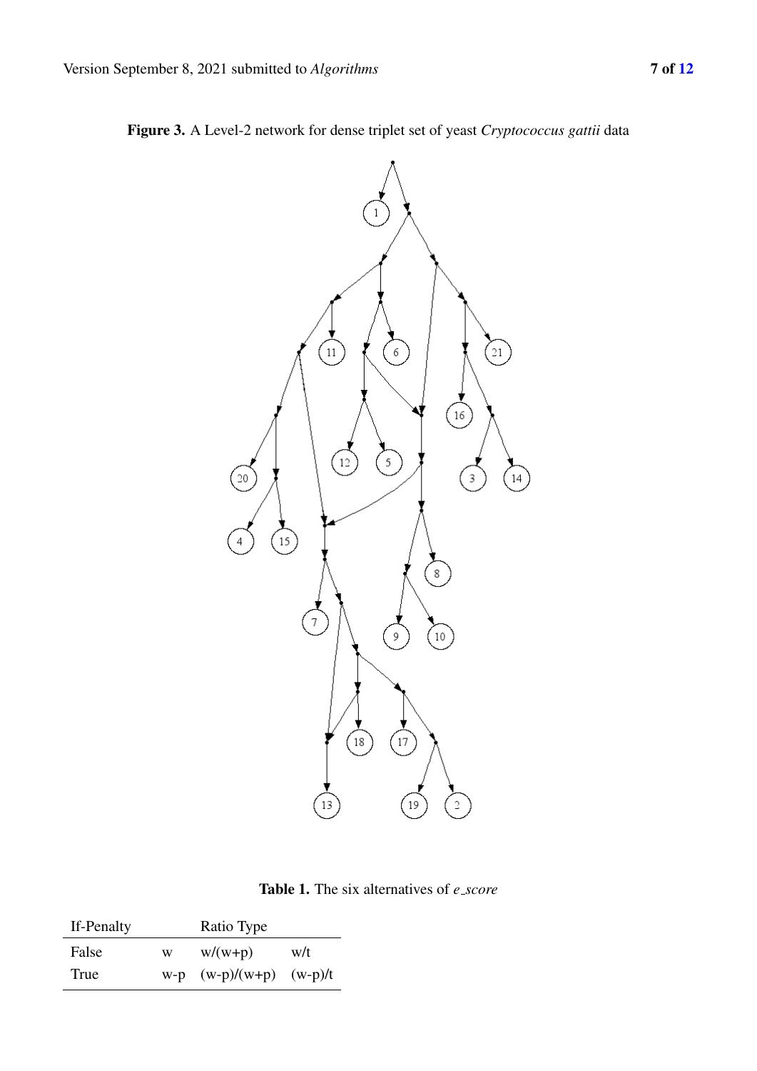**Figure 3.** A Level-2 network for dense triplet set of yeast *Cryptococcus gattii* data

**Table 1.** The six alternatives of *e_score*

| If-Penalty | Ratio Type | | |
|---|---|---|---|
| False | w | w/(w+p) | w/t |
| True | w-p | (w-p)/(w+p) | (w-p)/t |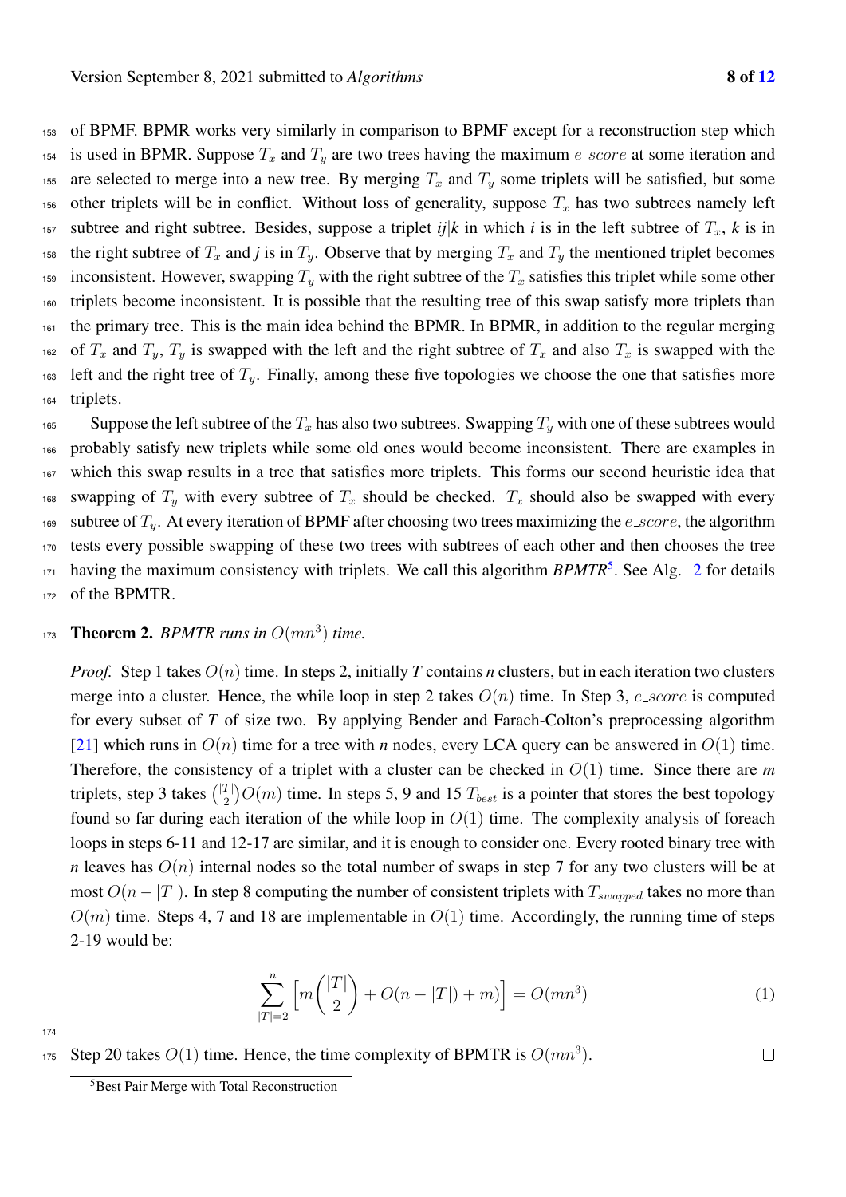of BPMF. BPMR works very similarly in comparison to BPMF except for a reconstruction step which is used in BPMR. Suppose $T_x$ and $T_y$ are two trees having the maximum $e\_score$ at some iteration and are selected to merge into a new tree. By merging $T_x$ and $T_y$ some triplets will be satisfied, but some other triplets will be in conflict. Without loss of generality, suppose $T_x$ has two subtrees namely left subtree and right subtree. Besides, suppose a triplet $ij|k$ in which $i$ is in the left subtree of $T_x$, $k$ is in the right subtree of $T_x$ and $j$ is in $T_y$. Observe that by merging $T_x$ and $T_y$ the mentioned triplet becomes inconsistent. However, swapping $T_y$ with the right subtree of the $T_x$ satisfies this triplet while some other triplets become inconsistent. It is possible that the resulting tree of this swap satisfy more triplets than the primary tree. This is the main idea behind the BPMR. In BPMR, in addition to the regular merging of $T_x$ and $T_y$, $T_y$ is swapped with the left and the right subtree of $T_x$ and also $T_x$ is swapped with the left and the right tree of $T_y$. Finally, among these five topologies we choose the one that satisfies more triplets.

Suppose the left subtree of the $T_x$ has also two subtrees. Swapping $T_y$ with one of these subtrees would probably satisfy new triplets while some old ones would become inconsistent. There are examples in which this swap results in a tree that satisfies more triplets. This forms our second heuristic idea that swapping of $T_y$ with every subtree of $T_x$ should be checked. $T_x$ should also be swapped with every subtree of $T_y$. At every iteration of BPMF after choosing two trees maximizing the $e\_score$, the algorithm tests every possible swapping of these two trees with subtrees of each other and then chooses the tree having the maximum consistency with triplets. We call this algorithm ***BPMTR***[5]. See Alg. 2 for details of the BPMTR.

**Theorem 2.** *BPMTR runs in $O(mn^3)$ time.*

*Proof.* Step 1 takes $O(n)$ time. In steps 2, initially $T$ contains $n$ clusters, but in each iteration two clusters merge into a cluster. Hence, the while loop in step 2 takes $O(n)$ time. In Step 3, $e\_score$ is computed for every subset of $T$ of size two. By applying Bender and Farach-Colton's preprocessing algorithm [21] which runs in $O(n)$ time for a tree with $n$ nodes, every LCA query can be answered in $O(1)$ time. Therefore, the consistency of a triplet with a cluster can be checked in $O(1)$ time. Since there are $m$ triplets, step 3 takes $\binom{|T|}{2}O(m)$ time. In steps 5, 9 and 15 $T_{best}$ is a pointer that stores the best topology found so far during each iteration of the while loop in $O(1)$ time. The complexity analysis of foreach loops in steps 6-11 and 12-17 are similar, and it is enough to consider one. Every rooted binary tree with $n$ leaves has $O(n)$ internal nodes so the total number of swaps in step 7 for any two clusters will be at most $O(n - |T|)$. In step 8 computing the number of consistent triplets with $T_{swapped}$ takes no more than $O(m)$ time. Steps 4, 7 and 18 are implementable in $O(1)$ time. Accordingly, the running time of steps 2-19 would be:

$$\sum_{|T|=2}^{n} \left[ m\binom{|T|}{2} + O(n - |T|) + m \right] = O(mn^3) \tag{1}$$

Step 20 takes $O(1)$ time. Hence, the time complexity of BPMTR is $O(mn^3)$. □

[5] Best Pair Merge with Total Reconstruction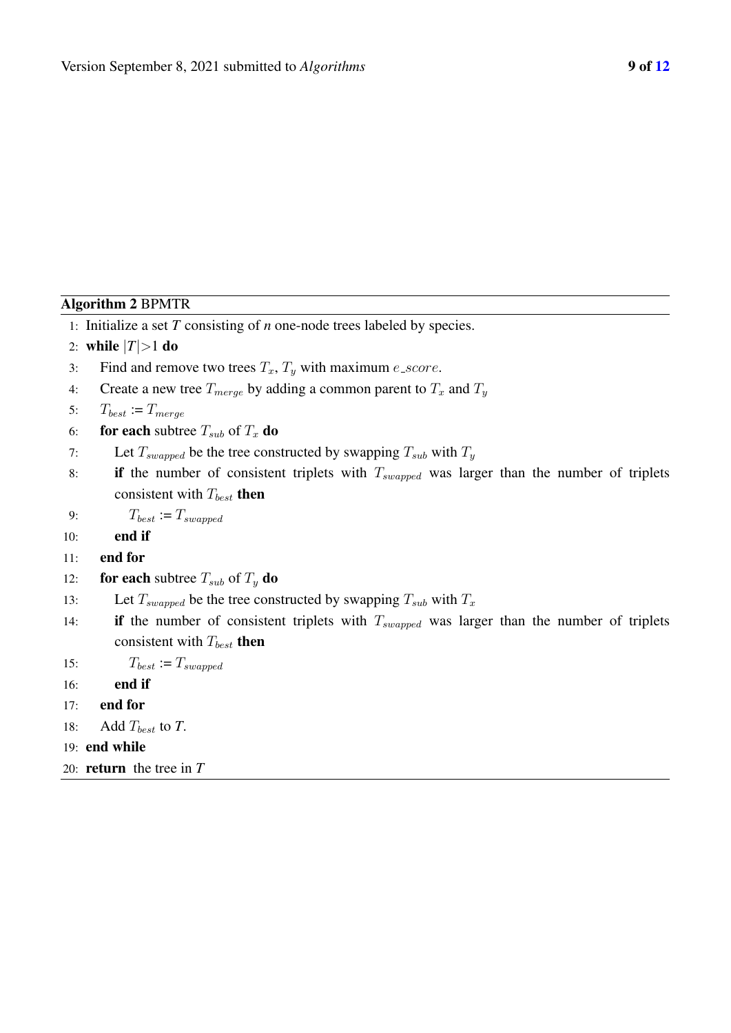**Algorithm 2** BPMTR

```
1: Initialize a set T consisting of n one-node trees labeled by species.
2: while |T|>1 do
3:     Find and remove two trees T_x, T_y with maximum e_score.
4:     Create a new tree T_merge by adding a common parent to T_x and T_y
5:     T_best := T_merge
6:     for each subtree T_sub of T_x do
7:         Let T_swapped be the tree constructed by swapping T_sub with T_y
8:         if the number of consistent triplets with T_swapped was larger than the number of triplets
           consistent with T_best then
9:             T_best := T_swapped
10:        end if
11:    end for
12:    for each subtree T_sub of T_y do
13:        Let T_swapped be the tree constructed by swapping T_sub with T_x
14:        if the number of consistent triplets with T_swapped was larger than the number of triplets
           consistent with T_best then
15:            T_best := T_swapped
16:        end if
17:    end for
18:    Add T_best to T.
19: end while
20: return the tree in T
```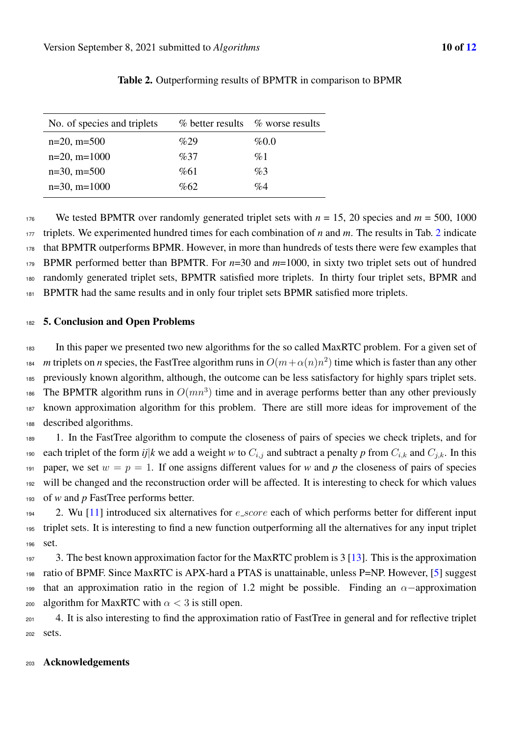**Table 2.** Outperforming results of BPMTR in comparison to BPMR

| No. of species and triplets | % better results | % worse results |
|---|---|---|
| n=20, m=500 | %29 | %0.0 |
| n=20, m=1000 | %37 | %1 |
| n=30, m=500 | %61 | %3 |
| n=30, m=1000 | %62 | %4 |

We tested BPMTR over randomly generated triplet sets with $n$ = 15, 20 species and $m$ = 500, 1000 triplets. We experimented hundred times for each combination of $n$ and $m$. The results in Tab. 2 indicate that BPMTR outperforms BPMR. However, in more than hundreds of tests there were few examples that BPMR performed better than BPMTR. For $n$=30 and $m$=1000, in sixty two triplet sets out of hundred randomly generated triplet sets, BPMTR satisfied more triplets. In thirty four triplet sets, BPMR and BPMTR had the same results and in only four triplet sets BPMR satisfied more triplets.

## 5. Conclusion and Open Problems

In this paper we presented two new algorithms for the so called MaxRTC problem. For a given set of $m$ triplets on $n$ species, the FastTree algorithm runs in $O(m+\alpha(n)n^2)$ time which is faster than any other previously known algorithm, although, the outcome can be less satisfactory for highly spars triplet sets. The BPMTR algorithm runs in $O(mn^3)$ time and in average performs better than any other previously known approximation algorithm for this problem. There are still more ideas for improvement of the described algorithms.

1. In the FastTree algorithm to compute the closeness of pairs of species we check triplets, and for each triplet of the form $ij|k$ we add a weight $w$ to $C_{i,j}$ and subtract a penalty $p$ from $C_{i,k}$ and $C_{j,k}$. In this paper, we set $w = p = 1$. If one assigns different values for $w$ and $p$ the closeness of pairs of species will be changed and the reconstruction order will be affected. It is interesting to check for which values of $w$ and $p$ FastTree performs better.

2. Wu [11] introduced six alternatives for $e\_score$ each of which performs better for different input triplet sets. It is interesting to find a new function outperforming all the alternatives for any input triplet set.

3. The best known approximation factor for the MaxRTC problem is 3 [13]. This is the approximation ratio of BPMF. Since MaxRTC is APX-hard a PTAS is unattainable, unless P=NP. However, [5] suggest that an approximation ratio in the region of 1.2 might be possible. Finding an $\alpha-$approximation algorithm for MaxRTC with $\alpha < 3$ is still open.

4. It is also interesting to find the approximation ratio of FastTree in general and for reflective triplet sets.

## Acknowledgements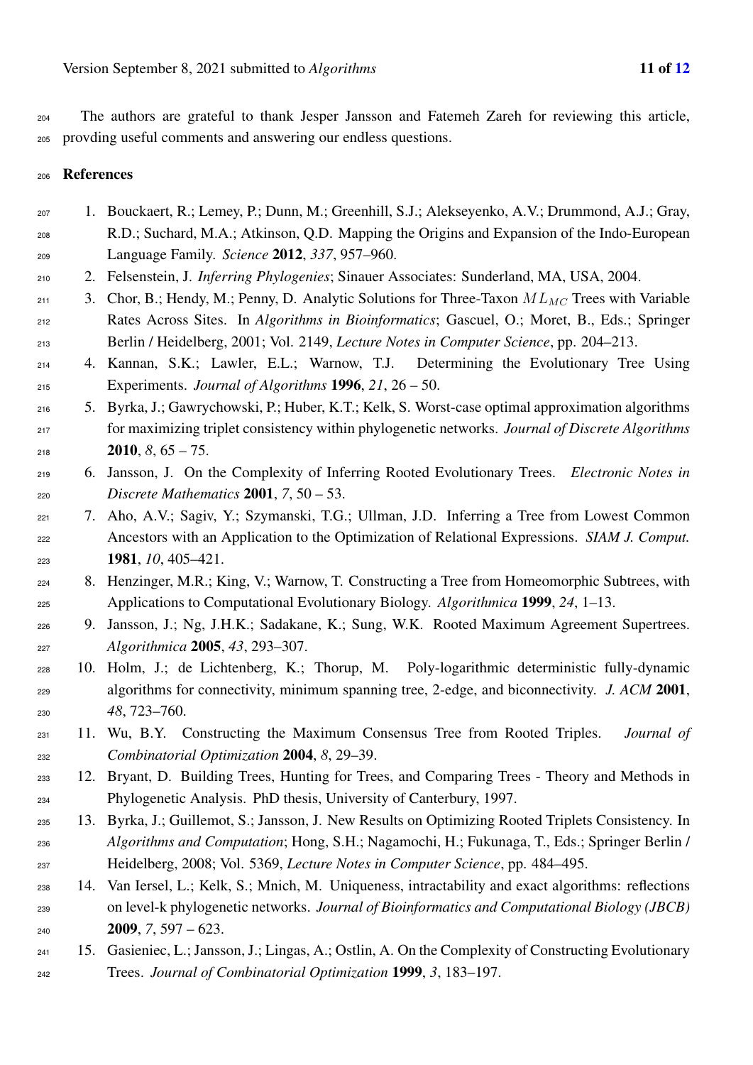The authors are grateful to thank Jesper Jansson and Fatemeh Zareh for reviewing this article, provding useful comments and answering our endless questions.

## References

1. Bouckaert, R.; Lemey, P.; Dunn, M.; Greenhill, S.J.; Alekseyenko, A.V.; Drummond, A.J.; Gray, R.D.; Suchard, M.A.; Atkinson, Q.D. Mapping the Origins and Expansion of the Indo-European Language Family. *Science* **2012**, *337*, 957–960.
2. Felsenstein, J. *Inferring Phylogenies*; Sinauer Associates: Sunderland, MA, USA, 2004.
3. Chor, B.; Hendy, M.; Penny, D. Analytic Solutions for Three-Taxon $ML_{MC}$ Trees with Variable Rates Across Sites. In *Algorithms in Bioinformatics*; Gascuel, O.; Moret, B., Eds.; Springer Berlin / Heidelberg, 2001; Vol. 2149, *Lecture Notes in Computer Science*, pp. 204–213.
4. Kannan, S.K.; Lawler, E.L.; Warnow, T.J. Determining the Evolutionary Tree Using Experiments. *Journal of Algorithms* **1996**, *21*, 26 – 50.
5. Byrka, J.; Gawrychowski, P.; Huber, K.T.; Kelk, S. Worst-case optimal approximation algorithms for maximizing triplet consistency within phylogenetic networks. *Journal of Discrete Algorithms* **2010**, *8*, 65 – 75.
6. Jansson, J. On the Complexity of Inferring Rooted Evolutionary Trees. *Electronic Notes in Discrete Mathematics* **2001**, *7*, 50 – 53.
7. Aho, A.V.; Sagiv, Y.; Szymanski, T.G.; Ullman, J.D. Inferring a Tree from Lowest Common Ancestors with an Application to the Optimization of Relational Expressions. *SIAM J. Comput.* **1981**, *10*, 405–421.
8. Henzinger, M.R.; King, V.; Warnow, T. Constructing a Tree from Homeomorphic Subtrees, with Applications to Computational Evolutionary Biology. *Algorithmica* **1999**, *24*, 1–13.
9. Jansson, J.; Ng, J.H.K.; Sadakane, K.; Sung, W.K. Rooted Maximum Agreement Supertrees. *Algorithmica* **2005**, *43*, 293–307.
10. Holm, J.; de Lichtenberg, K.; Thorup, M. Poly-logarithmic deterministic fully-dynamic algorithms for connectivity, minimum spanning tree, 2-edge, and biconnectivity. *J. ACM* **2001**, *48*, 723–760.
11. Wu, B.Y. Constructing the Maximum Consensus Tree from Rooted Triples. *Journal of Combinatorial Optimization* **2004**, *8*, 29–39.
12. Bryant, D. Building Trees, Hunting for Trees, and Comparing Trees - Theory and Methods in Phylogenetic Analysis. PhD thesis, University of Canterbury, 1997.
13. Byrka, J.; Guillemot, S.; Jansson, J. New Results on Optimizing Rooted Triplets Consistency. In *Algorithms and Computation*; Hong, S.H.; Nagamochi, H.; Fukunaga, T., Eds.; Springer Berlin / Heidelberg, 2008; Vol. 5369, *Lecture Notes in Computer Science*, pp. 484–495.
14. Van Iersel, L.; Kelk, S.; Mnich, M. Uniqueness, intractability and exact algorithms: reflections on level-k phylogenetic networks. *Journal of Bioinformatics and Computational Biology (JBCB)* **2009**, *7*, 597 – 623.
15. Gasieniec, L.; Jansson, J.; Lingas, A.; Ostlin, A. On the Complexity of Constructing Evolutionary Trees. *Journal of Combinatorial Optimization* **1999**, *3*, 183–197.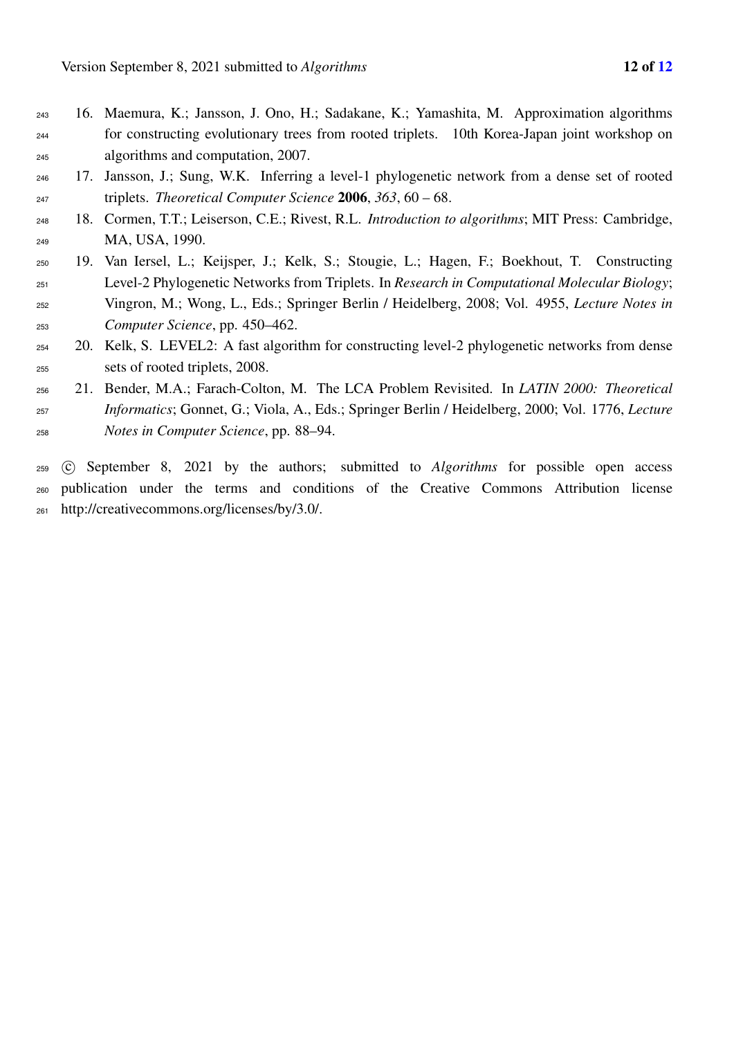16. Maemura, K.; Jansson, J. Ono, H.; Sadakane, K.; Yamashita, M. Approximation algorithms for constructing evolutionary trees from rooted triplets. 10th Korea-Japan joint workshop on algorithms and computation, 2007.
17. Jansson, J.; Sung, W.K. Inferring a level-1 phylogenetic network from a dense set of rooted triplets. *Theoretical Computer Science* **2006**, *363*, 60 – 68.
18. Cormen, T.T.; Leiserson, C.E.; Rivest, R.L. *Introduction to algorithms*; MIT Press: Cambridge, MA, USA, 1990.
19. Van Iersel, L.; Keijsper, J.; Kelk, S.; Stougie, L.; Hagen, F.; Boekhout, T. Constructing Level-2 Phylogenetic Networks from Triplets. In *Research in Computational Molecular Biology*; Vingron, M.; Wong, L., Eds.; Springer Berlin / Heidelberg, 2008; Vol. 4955, *Lecture Notes in Computer Science*, pp. 450–462.
20. Kelk, S. LEVEL2: A fast algorithm for constructing level-2 phylogenetic networks from dense sets of rooted triplets, 2008.
21. Bender, M.A.; Farach-Colton, M. The LCA Problem Revisited. In *LATIN 2000: Theoretical Informatics*; Gonnet, G.; Viola, A., Eds.; Springer Berlin / Heidelberg, 2000; Vol. 1776, *Lecture Notes in Computer Science*, pp. 88–94.

© September 8, 2021 by the authors; submitted to *Algorithms* for possible open access publication under the terms and conditions of the Creative Commons Attribution license http://creativecommons.org/licenses/by/3.0/.